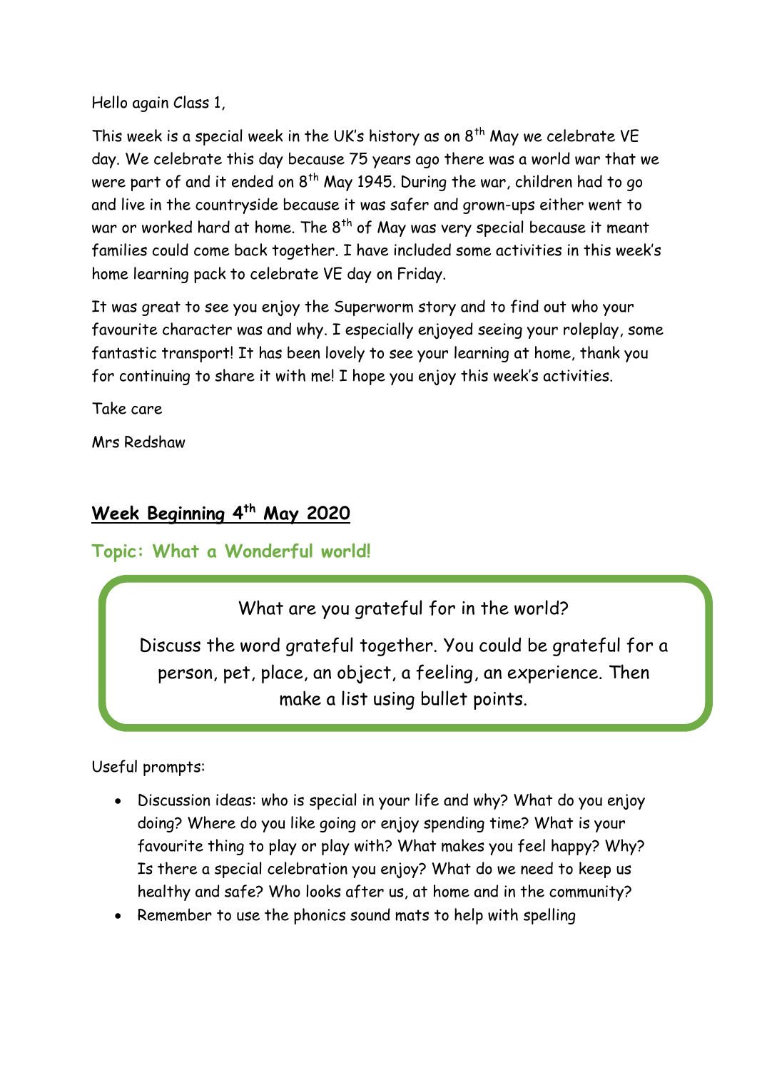Hello again Class 1,

This week is a special week in the UK's history as on 8th May we celebrate VE day. We celebrate this day because 75 years ago there was a world war that we were part of and it ended on 8th May 1945. During the war, children had to go and live in the countryside because it was safer and grown-ups either went to war or worked hard at home. The 8th of May was very special because it meant families could come back together. I have included some activities in this week's home learning pack to celebrate VE day on Friday.

It was great to see you enjoy the Superworm story and to find out who your favourite character was and why. I especially enjoyed seeing your roleplay, some fantastic transport! It has been lovely to see your learning at home, thank you for continuing to share it with me! I hope you enjoy this week's activities.

Take care

Mrs Redshaw

## Week Beginning 4th May 2020

### Topic: What a Wonderful world!

What are you grateful for in the world?

Discuss the word grateful together. You could be grateful for a person, pet, place, an object, a feeling, an experience. Then make a list using bullet points.

Useful prompts:

- Discussion ideas: who is special in your life and why? What do you enjoy doing? Where do you like going or enjoy spending time? What is your favourite thing to play or play with? What makes you feel happy? Why? Is there a special celebration you enjoy? What do we need to keep us healthy and safe? Who looks after us, at home and in the community?
- Remember to use the phonics sound mats to help with spelling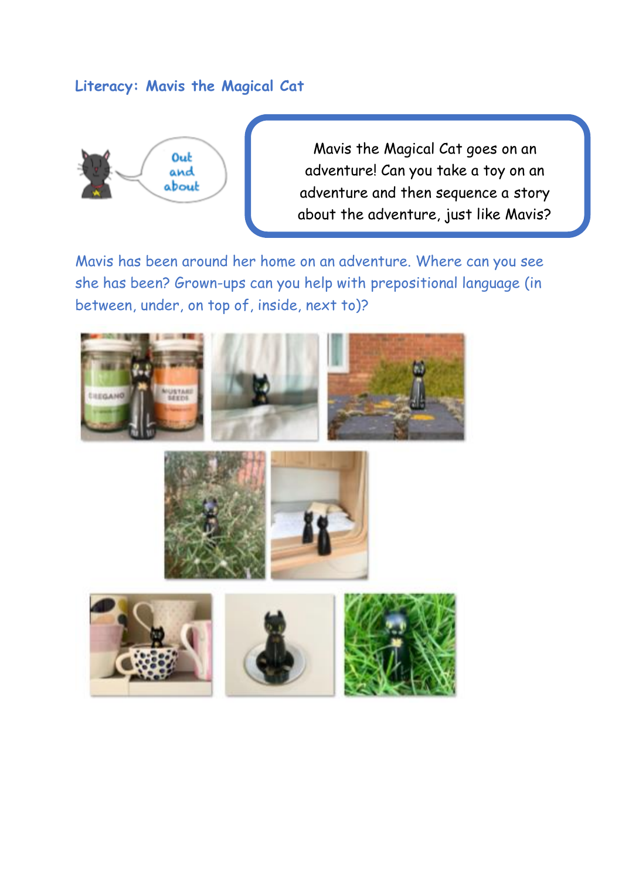## Literacy: Mavis the Magical Cat

Mavis the Magical Cat goes on an adventure! Can you take a toy on an adventure and then sequence a story about the adventure, just like Mavis?

Mavis has been around her home on an adventure. Where can you see she has been? Grown-ups can you help with prepositional language (in between, under, on top of, inside, next to)?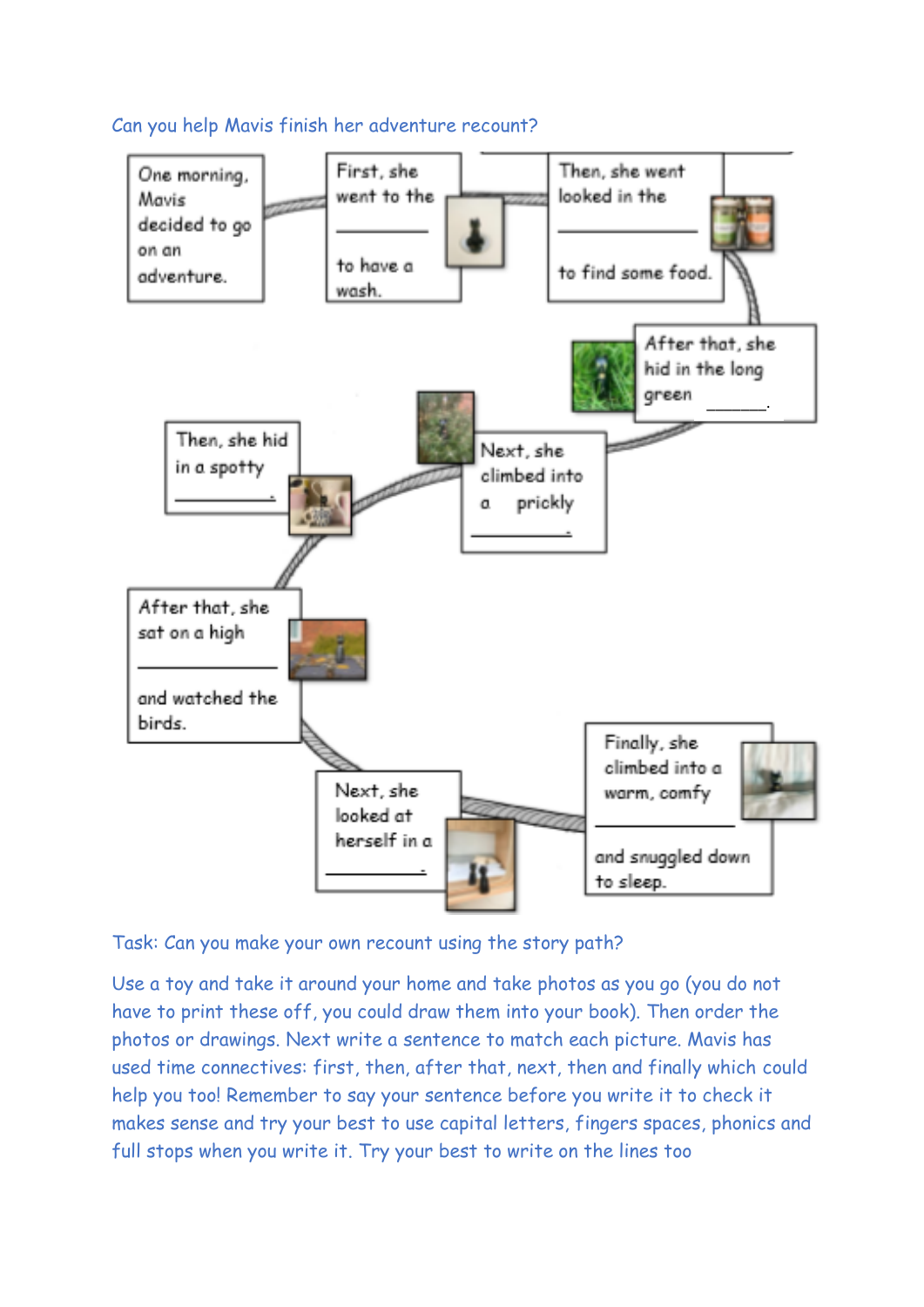Can you help Mavis finish her adventure recount?

One morning, Mavis decided to go on an adventure.

First, she went to the ___________ to have a wash.

Then, she went looked in the ___________ to find some food.

After that, she hid in the long green ______.

Next, she climbed into a prickly ___________.

Then, she hid in a spotty ___________.

After that, she sat on a high ___________ and watched the birds.

Next, she looked at herself in a ___________.

Finally, she climbed into a warm, comfy ___________ and snuggled down to sleep.

Task: Can you make your own recount using the story path?

Use a toy and take it around your home and take photos as you go (you do not have to print these off, you could draw them into your book). Then order the photos or drawings. Next write a sentence to match each picture. Mavis has used time connectives: first, then, after that, next, then and finally which could help you too! Remember to say your sentence before you write it to check it makes sense and try your best to use capital letters, fingers spaces, phonics and full stops when you write it. Try your best to write on the lines too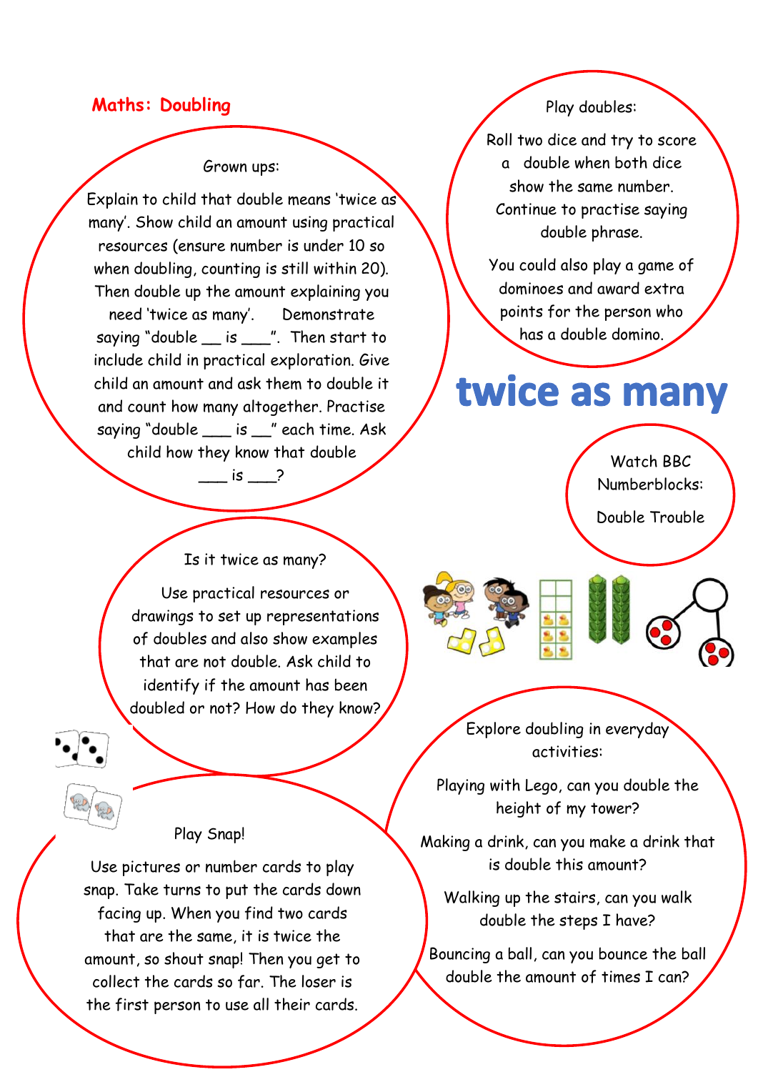## Maths: Doubling

### Grown ups:

Explain to child that double means 'twice as many'. Show child an amount using practical resources (ensure number is under 10 so when doubling, counting is still within 20). Then double up the amount explaining you need 'twice as many'. Demonstrate saying "double __ is ___". Then start to include child in practical exploration. Give child an amount and ask them to double it and count how many altogether. Practise saying "double ___ is __" each time. Ask child how they know that double ___ is ___?

### Play doubles:

Roll two dice and try to score a double when both dice show the same number. Continue to practise saying double phrase.

You could also play a game of dominoes and award extra points for the person who has a double domino.

# twice as many

### Watch BBC Numberblocks:

Double Trouble

### Is it twice as many?

Use practical resources or drawings to set up representations of doubles and also show examples that are not double. Ask child to identify if the amount has been doubled or not? How do they know?

### Explore doubling in everyday activities:

Playing with Lego, can you double the height of my tower?

Making a drink, can you make a drink that is double this amount?

Walking up the stairs, can you walk double the steps I have?

Bouncing a ball, can you bounce the ball double the amount of times I can?

### Play Snap!

Use pictures or number cards to play snap. Take turns to put the cards down facing up. When you find two cards that are the same, it is twice the amount, so shout snap! Then you get to collect the cards so far. The loser is the first person to use all their cards.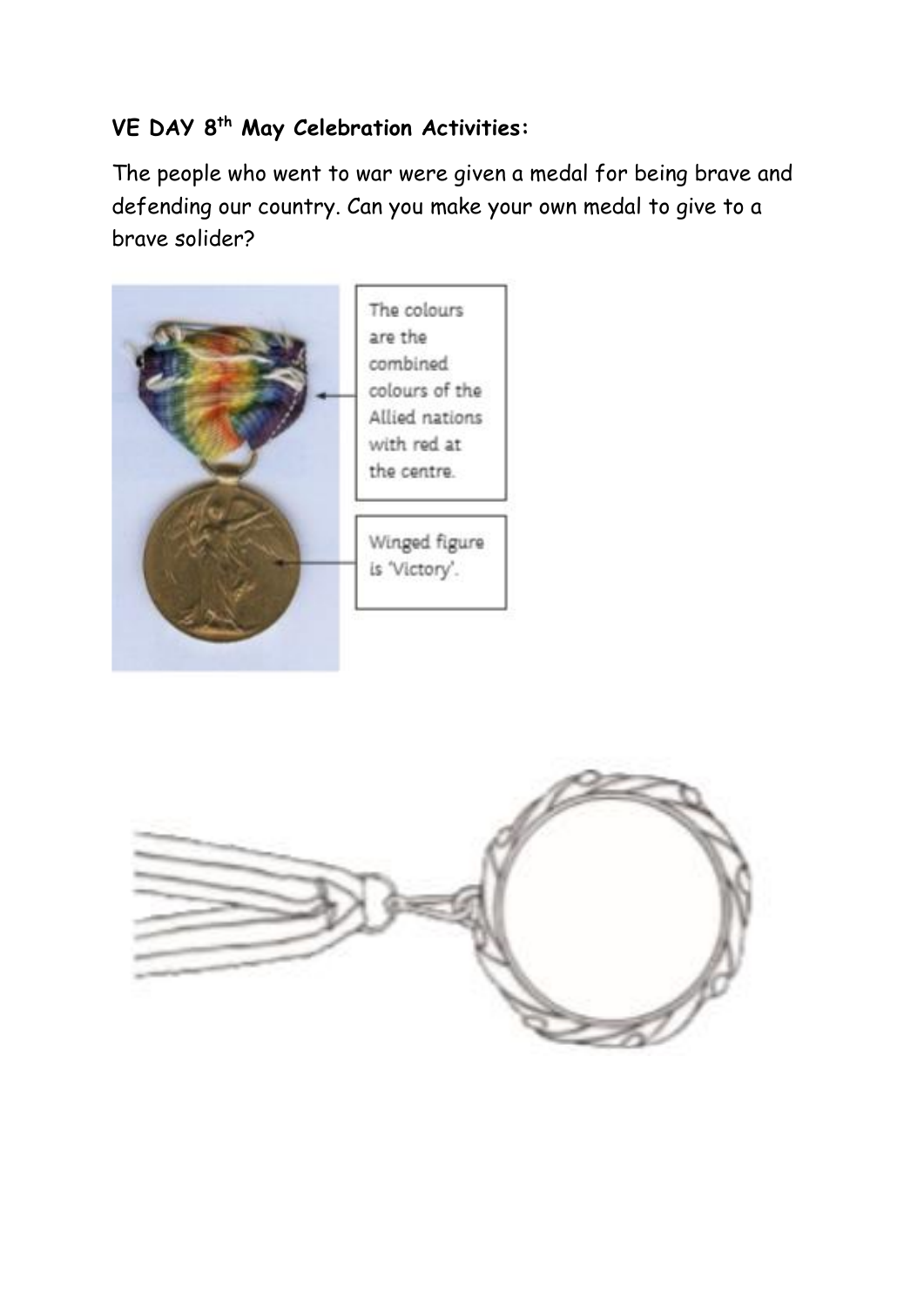**VE DAY 8th May Celebration Activities:**

The people who went to war were given a medal for being brave and defending our country. Can you make your own medal to give to a brave solider?

The colours are the combined colours of the Allied nations with red at the centre.

Winged figure is 'Victory'.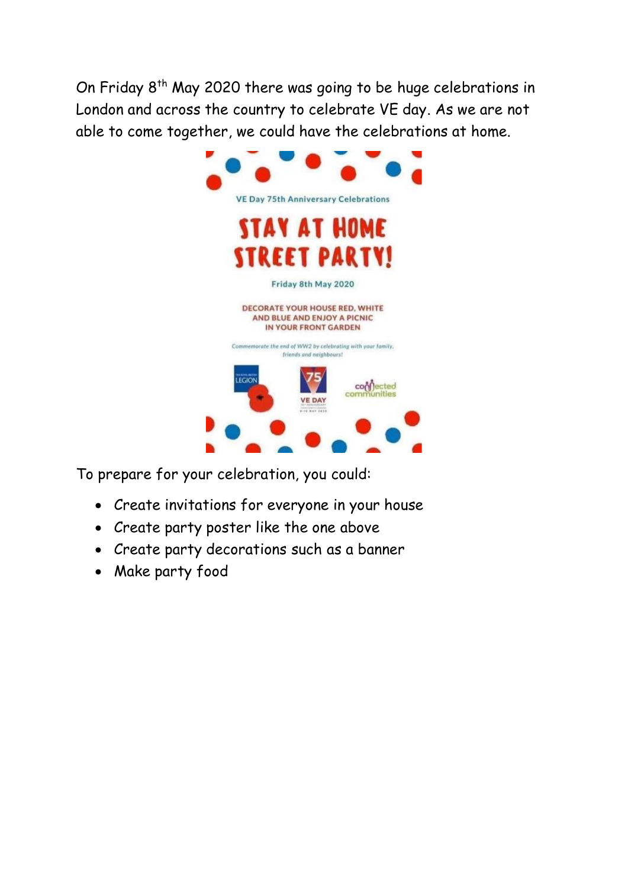On Friday 8th May 2020 there was going to be huge celebrations in London and across the country to celebrate VE day. As we are not able to come together, we could have the celebrations at home.

VE Day 75th Anniversary Celebrations

STAY AT HOME STREET PARTY!

Friday 8th May 2020

DECORATE YOUR HOUSE RED, WHITE AND BLUE AND ENJOY A PICNIC IN YOUR FRONT GARDEN

Commemorate the end of WW2 by celebrating with your family, friends and neighbours!

To prepare for your celebration, you could:

- Create invitations for everyone in your house
- Create party poster like the one above
- Create party decorations such as a banner
- Make party food